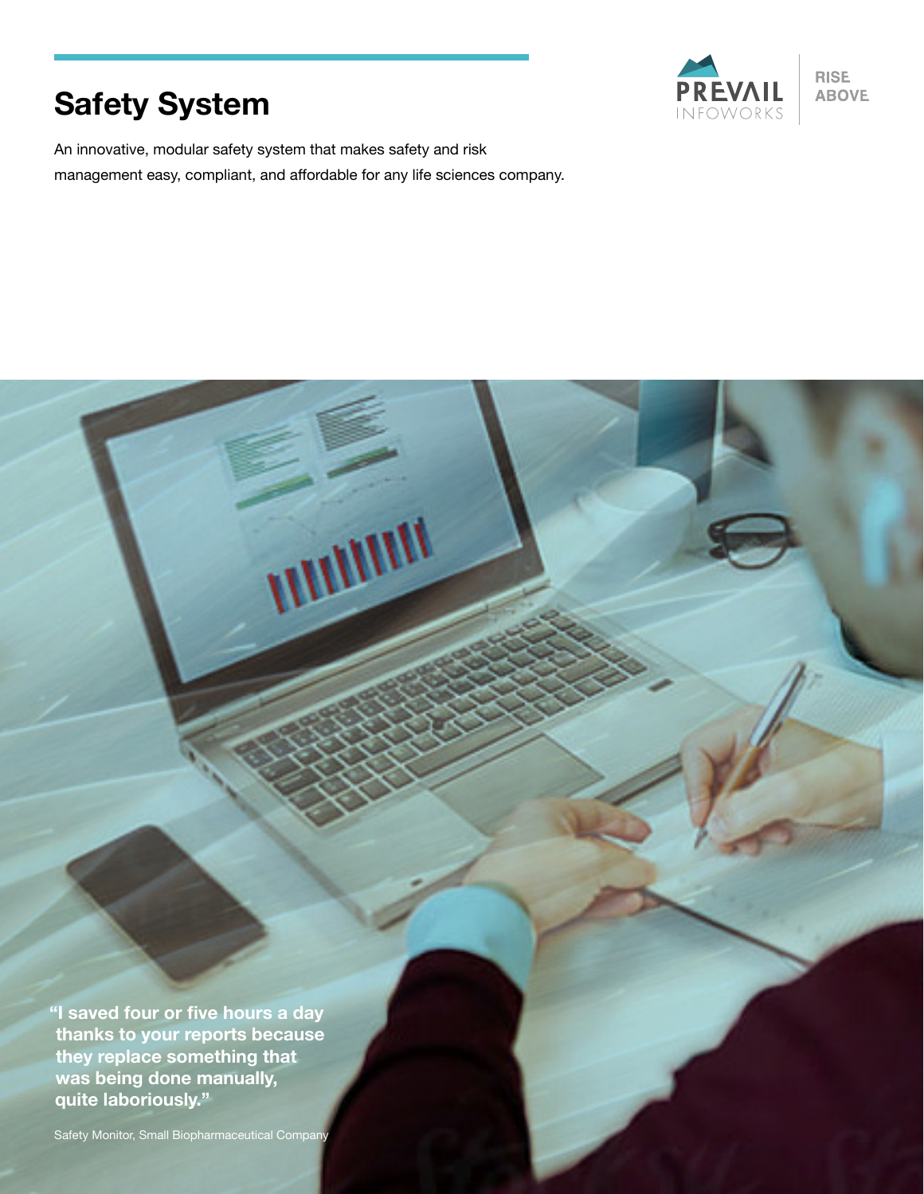# Safety System

PREVAIL INFOWORKS

RISE ABOVE

An innovative, modular safety system that makes safety and risk management easy, compliant, and affordable for any life sciences company.

**"I saved four or five hours a day thanks to your reports because they replace something that was being done manually, quite laboriously."**

Safety Monitor, Small Biopharmaceutical Company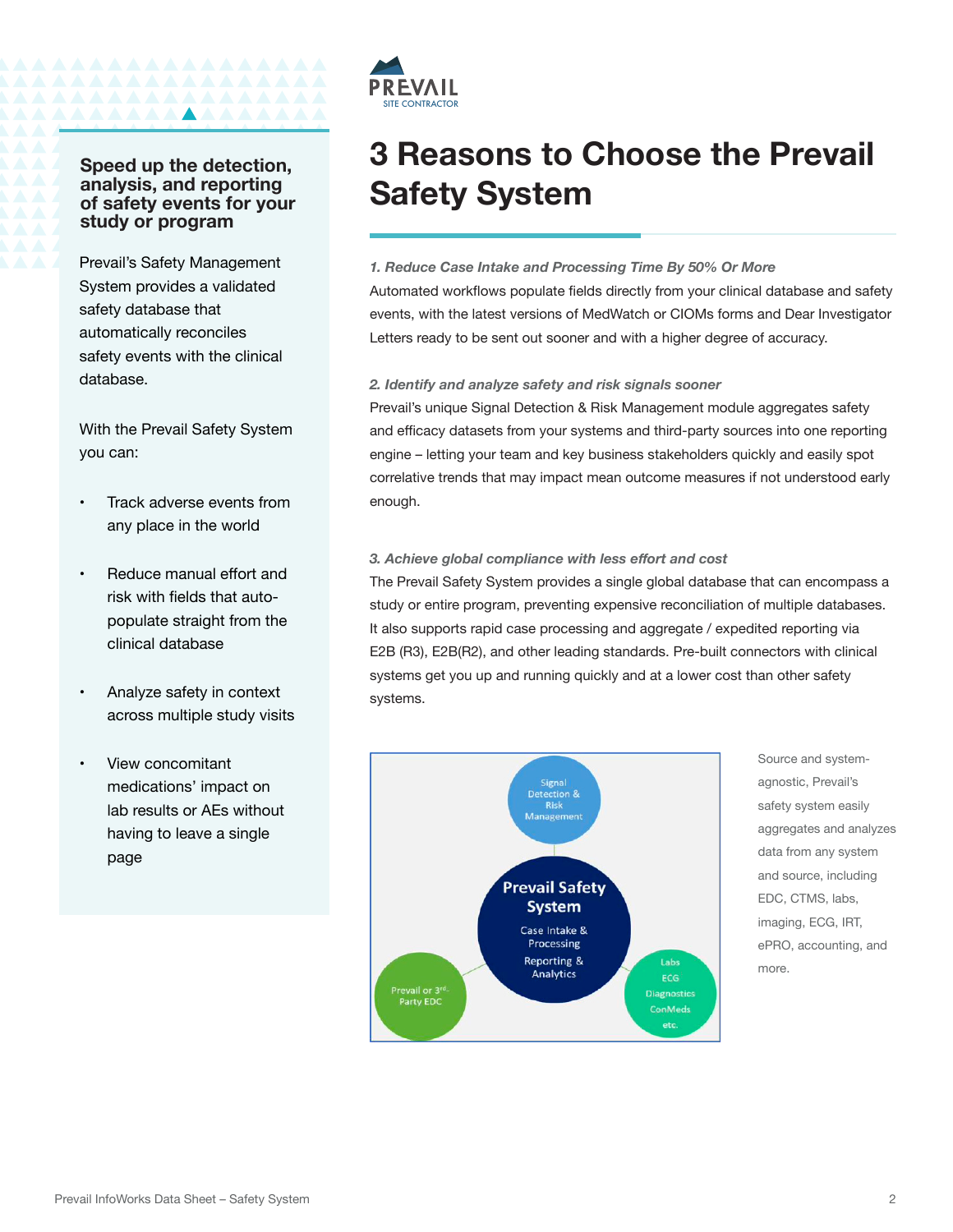PREVAIL
SITE CONTRACTOR

# 3 Reasons to Choose the Prevail Safety System

## Speed up the detection, analysis, and reporting of safety events for your study or program

Prevail's Safety Management System provides a validated safety database that automatically reconciles safety events with the clinical database.

With the Prevail Safety System you can:

- Track adverse events from any place in the world
- Reduce manual effort and risk with fields that auto-populate straight from the clinical database
- Analyze safety in context across multiple study visits
- View concomitant medications' impact on lab results or AEs without having to leave a single page

### *1. Reduce Case Intake and Processing Time By 50% Or More*

Automated workflows populate fields directly from your clinical database and safety events, with the latest versions of MedWatch or CIOMs forms and Dear Investigator Letters ready to be sent out sooner and with a higher degree of accuracy.

### *2. Identify and analyze safety and risk signals sooner*

Prevail's unique Signal Detection & Risk Management module aggregates safety and efficacy datasets from your systems and third-party sources into one reporting engine – letting your team and key business stakeholders quickly and easily spot correlative trends that may impact mean outcome measures if not understood early enough.

### *3. Achieve global compliance with less effort and cost*

The Prevail Safety System provides a single global database that can encompass a study or entire program, preventing expensive reconciliation of multiple databases. It also supports rapid case processing and aggregate / expedited reporting via E2B (R3), E2B(R2), and other leading standards. Pre-built connectors with clinical systems get you up and running quickly and at a lower cost than other safety systems.

Signal Detection & Risk Management

**Prevail Safety System**
Case Intake & Processing
Reporting & Analytics

Prevail or 3rd-Party EDC

Labs
ECG
Diagnostics
ConMeds
etc.

Source and system-agnostic, Prevail's safety system easily aggregates and analyzes data from any system and source, including EDC, CTMS, labs, imaging, ECG, IRT, ePRO, accounting, and more.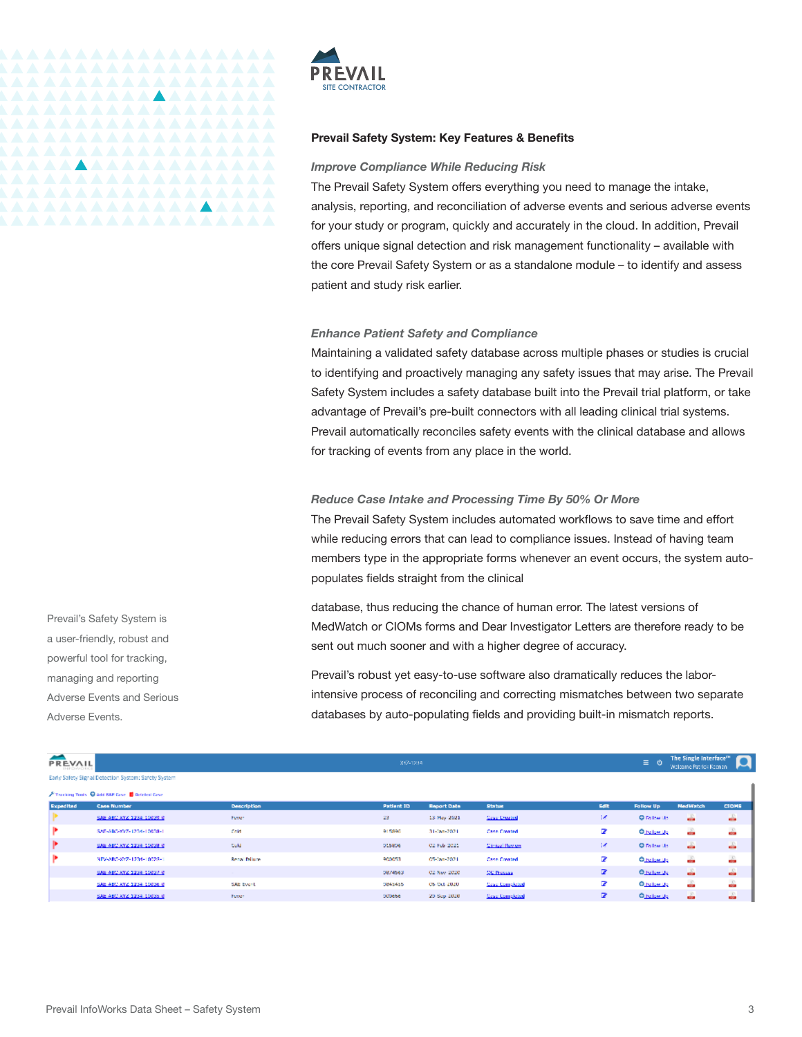## Prevail Safety System: Key Features & Benefits

### *Improve Compliance While Reducing Risk*

The Prevail Safety System offers everything you need to manage the intake, analysis, reporting, and reconciliation of adverse events and serious adverse events for your study or program, quickly and accurately in the cloud. In addition, Prevail offers unique signal detection and risk management functionality – available with the core Prevail Safety System or as a standalone module – to identify and assess patient and study risk earlier.

### *Enhance Patient Safety and Compliance*

Maintaining a validated safety database across multiple phases or studies is crucial to identifying and proactively managing any safety issues that may arise. The Prevail Safety System includes a safety database built into the Prevail trial platform, or take advantage of Prevail's pre-built connectors with all leading clinical trial systems. Prevail automatically reconciles safety events with the clinical database and allows for tracking of events from any place in the world.

### *Reduce Case Intake and Processing Time By 50% Or More*

The Prevail Safety System includes automated workflows to save time and effort while reducing errors that can lead to compliance issues. Instead of having team members type in the appropriate forms whenever an event occurs, the system auto-populates fields straight from the clinical database, thus reducing the chance of human error. The latest versions of MedWatch or CIOMs forms and Dear Investigator Letters are therefore ready to be sent out much sooner and with a higher degree of accuracy.

Prevail's robust yet easy-to-use software also dramatically reduces the labor-intensive process of reconciling and correcting mismatches between two separate databases by auto-populating fields and providing built-in mismatch reports.

Prevail's Safety System is a user-friendly, robust and powerful tool for tracking, managing and reporting Adverse Events and Serious Adverse Events.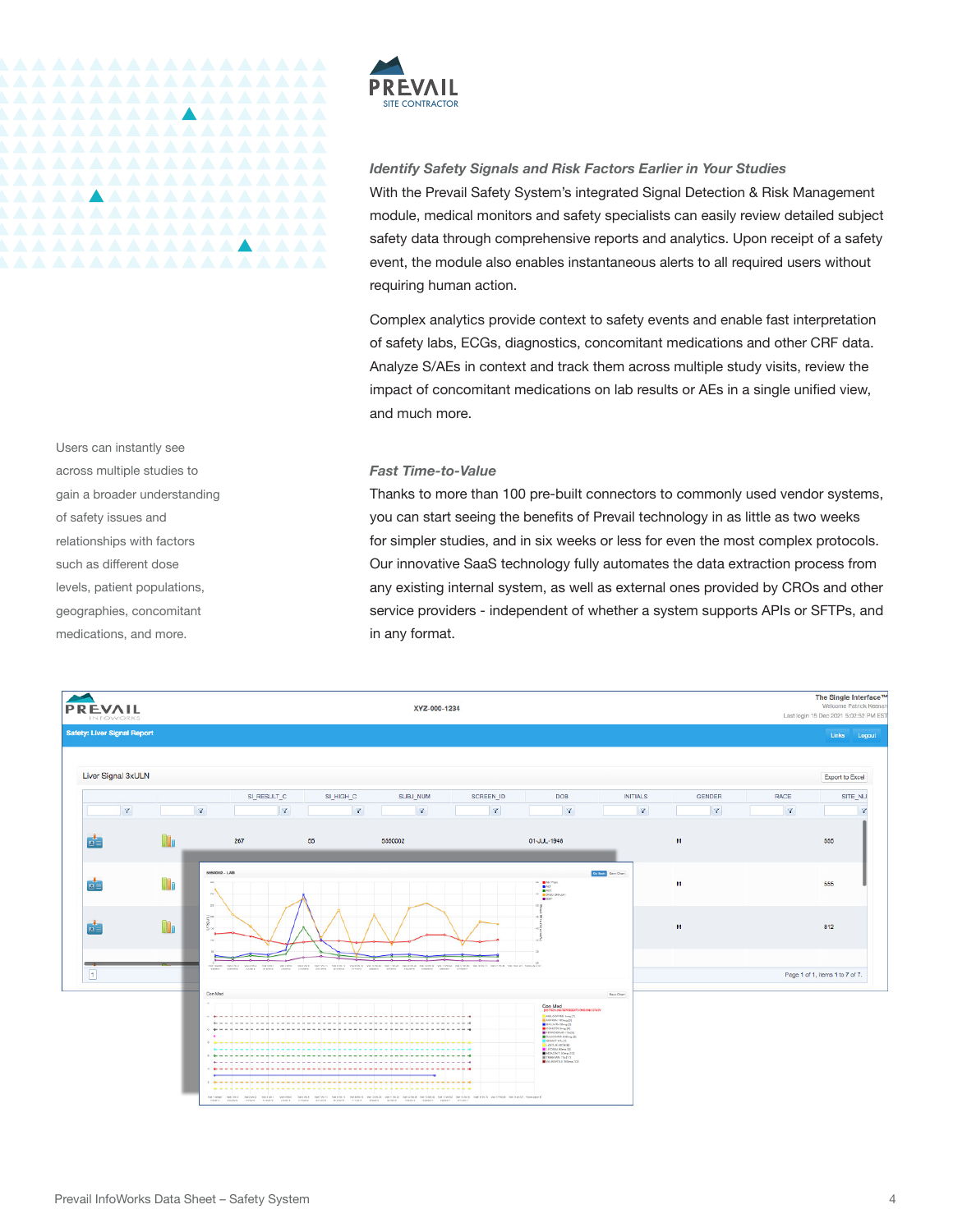### *Identify Safety Signals and Risk Factors Earlier in Your Studies*

With the Prevail Safety System's integrated Signal Detection & Risk Management module, medical monitors and safety specialists can easily review detailed subject safety data through comprehensive reports and analytics. Upon receipt of a safety event, the module also enables instantaneous alerts to all required users without requiring human action.

Complex analytics provide context to safety events and enable fast interpretation of safety labs, ECGs, diagnostics, concomitant medications and other CRF data. Analyze S/AEs in context and track them across multiple study visits, review the impact of concomitant medications on lab results or AEs in a single unified view, and much more.

Users can instantly see across multiple studies to gain a broader understanding of safety issues and relationships with factors such as different dose levels, patient populations, geographies, concomitant medications, and more.

### *Fast Time-to-Value*

Thanks to more than 100 pre-built connectors to commonly used vendor systems, you can start seeing the benefits of Prevail technology in as little as two weeks for simpler studies, and in six weeks or less for even the most complex protocols. Our innovative SaaS technology fully automates the data extraction process from any existing internal system, as well as external ones provided by CROs and other service providers - independent of whether a system supports APIs or SFTPs, and in any format.

Prevail InfoWorks Data Sheet – Safety System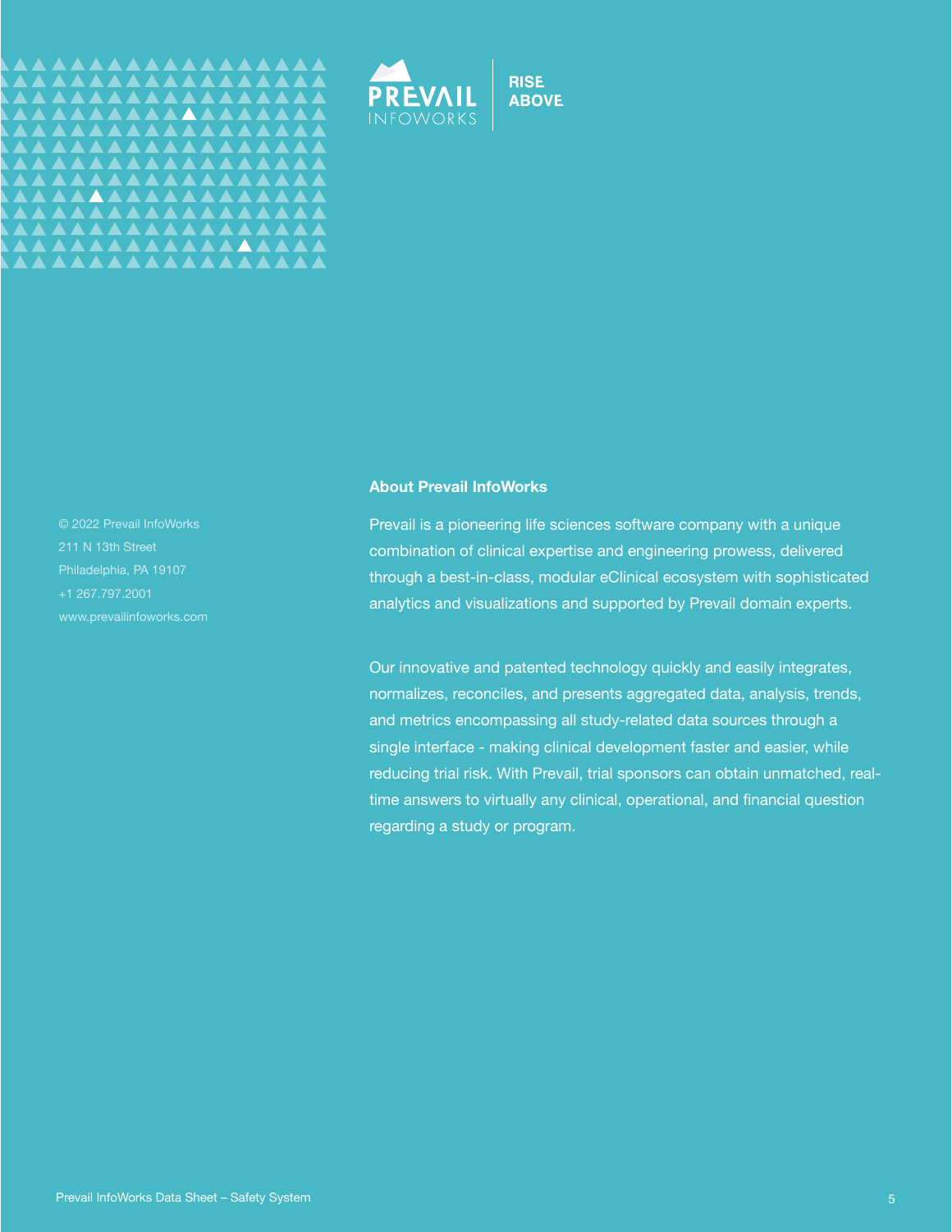PREVAIL INFOWORKS

RISE ABOVE

© 2022 Prevail InfoWorks
211 N 13th Street
Philadelphia, PA 19107
+1 267.797.2001
www.prevailinfoworks.com

**About Prevail InfoWorks**

Prevail is a pioneering life sciences software company with a unique combination of clinical expertise and engineering prowess, delivered through a best-in-class, modular eClinical ecosystem with sophisticated analytics and visualizations and supported by Prevail domain experts.

Our innovative and patented technology quickly and easily integrates, normalizes, reconciles, and presents aggregated data, analysis, trends, and metrics encompassing all study-related data sources through a single interface - making clinical development faster and easier, while reducing trial risk. With Prevail, trial sponsors can obtain unmatched, real-time answers to virtually any clinical, operational, and financial question regarding a study or program.